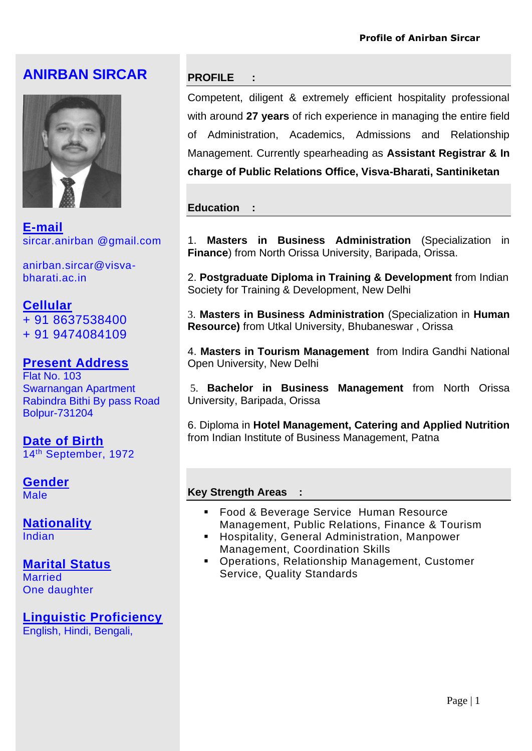# ANIRBAN SIRCAR

**E-mail**
sircar.anirban @gmail.com

anirban.sircar@visva-bharati.ac.in

**Cellular**
+ 91 8637538400
+ 91 9474084109

**Present Address**
Flat No. 103
Swarnangan Apartment
Rabindra Bithi By pass Road
Bolpur-731204

**Date of Birth**
14th September, 1972

**Gender**
Male

**Nationality**
Indian

**Marital Status**
Married
One daughter

**Linguistic Proficiency**
English, Hindi, Bengali,

## PROFILE :

Competent, diligent & extremely efficient hospitality professional with around **27 years** of rich experience in managing the entire field of Administration, Academics, Admissions and Relationship Management. Currently spearheading as **Assistant Registrar & In charge of Public Relations Office, Visva-Bharati, Santiniketan**

## Education :

1. **Masters in Business Administration** (Specialization in **Finance**) from North Orissa University, Baripada, Orissa.

2. **Postgraduate Diploma in Training & Development** from Indian Society for Training & Development, New Delhi

3. **Masters in Business Administration** (Specialization in **Human Resource)** from Utkal University, Bhubaneswar , Orissa

4. **Masters in Tourism Management** from Indira Gandhi National Open University, New Delhi

5. **Bachelor in Business Management** from North Orissa University, Baripada, Orissa

6. Diploma in **Hotel Management, Catering and Applied Nutrition** from Indian Institute of Business Management, Patna

## Key Strength Areas :

- Food & Beverage Service Human Resource Management, Public Relations, Finance & Tourism
- Hospitality, General Administration, Manpower Management, Coordination Skills
- Operations, Relationship Management, Customer Service, Quality Standards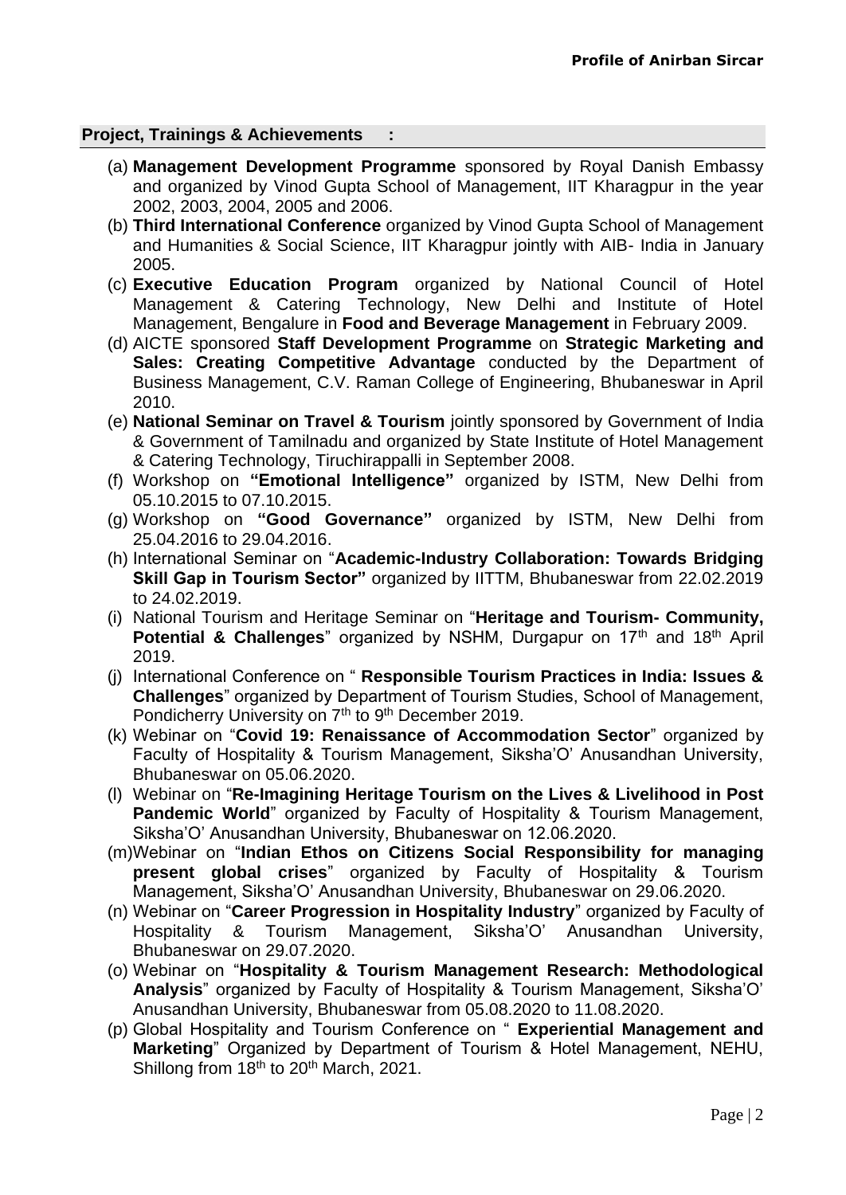## Project, Trainings & Achievements :

(a) **Management Development Programme** sponsored by Royal Danish Embassy and organized by Vinod Gupta School of Management, IIT Kharagpur in the year 2002, 2003, 2004, 2005 and 2006.

(b) **Third International Conference** organized by Vinod Gupta School of Management and Humanities & Social Science, IIT Kharagpur jointly with AIB- India in January 2005.

(c) **Executive Education Program** organized by National Council of Hotel Management & Catering Technology, New Delhi and Institute of Hotel Management, Bengalure in **Food and Beverage Management** in February 2009.

(d) AICTE sponsored **Staff Development Programme** on **Strategic Marketing and Sales: Creating Competitive Advantage** conducted by the Department of Business Management, C.V. Raman College of Engineering, Bhubaneswar in April 2010.

(e) **National Seminar on Travel & Tourism** jointly sponsored by Government of India & Government of Tamilnadu and organized by State Institute of Hotel Management & Catering Technology, Tiruchirappalli in September 2008.

(f) Workshop on **"Emotional Intelligence"** organized by ISTM, New Delhi from 05.10.2015 to 07.10.2015.

(g) Workshop on **"Good Governance"** organized by ISTM, New Delhi from 25.04.2016 to 29.04.2016.

(h) International Seminar on "**Academic-Industry Collaboration: Towards Bridging Skill Gap in Tourism Sector"** organized by IITTM, Bhubaneswar from 22.02.2019 to 24.02.2019.

(i) National Tourism and Heritage Seminar on "**Heritage and Tourism- Community, Potential & Challenges**" organized by NSHM, Durgapur on 17th and 18th April 2019.

(j) International Conference on " **Responsible Tourism Practices in India: Issues & Challenges**" organized by Department of Tourism Studies, School of Management, Pondicherry University on 7th to 9th December 2019.

(k) Webinar on "**Covid 19: Renaissance of Accommodation Sector**" organized by Faculty of Hospitality & Tourism Management, Siksha'O' Anusandhan University, Bhubaneswar on 05.06.2020.

(l) Webinar on "**Re-Imagining Heritage Tourism on the Lives & Livelihood in Post Pandemic World**" organized by Faculty of Hospitality & Tourism Management, Siksha'O' Anusandhan University, Bhubaneswar on 12.06.2020.

(m) Webinar on "**Indian Ethos on Citizens Social Responsibility for managing present global crises**" organized by Faculty of Hospitality & Tourism Management, Siksha'O' Anusandhan University, Bhubaneswar on 29.06.2020.

(n) Webinar on "**Career Progression in Hospitality Industry**" organized by Faculty of Hospitality & Tourism Management, Siksha'O' Anusandhan University, Bhubaneswar on 29.07.2020.

(o) Webinar on "**Hospitality & Tourism Management Research: Methodological Analysis**" organized by Faculty of Hospitality & Tourism Management, Siksha'O' Anusandhan University, Bhubaneswar from 05.08.2020 to 11.08.2020.

(p) Global Hospitality and Tourism Conference on " **Experiential Management and Marketing**" Organized by Department of Tourism & Hotel Management, NEHU, Shillong from 18th to 20th March, 2021.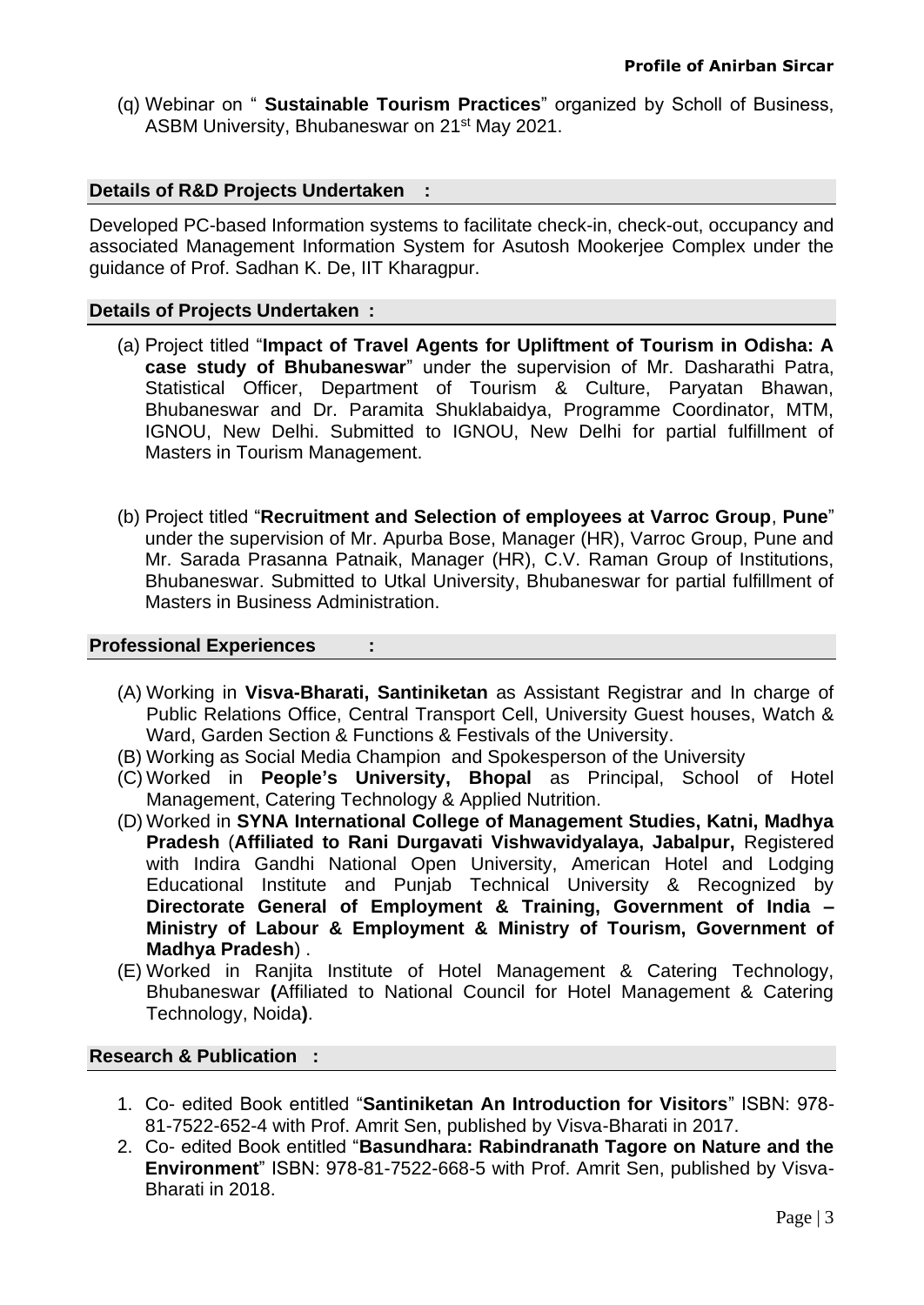(q) Webinar on " **Sustainable Tourism Practices**" organized by Scholl of Business, ASBM University, Bhubaneswar on 21st May 2021.

## Details of R&D Projects Undertaken :

Developed PC-based Information systems to facilitate check-in, check-out, occupancy and associated Management Information System for Asutosh Mookerjee Complex under the guidance of Prof. Sadhan K. De, IIT Kharagpur.

## Details of Projects Undertaken :

(a) Project titled "**Impact of Travel Agents for Upliftment of Tourism in Odisha: A case study of Bhubaneswar**" under the supervision of Mr. Dasharathi Patra, Statistical Officer, Department of Tourism & Culture, Paryatan Bhawan, Bhubaneswar and Dr. Paramita Shuklabaidya, Programme Coordinator, MTM, IGNOU, New Delhi. Submitted to IGNOU, New Delhi for partial fulfillment of Masters in Tourism Management.

(b) Project titled "**Recruitment and Selection of employees at Varroc Group**, **Pune**" under the supervision of Mr. Apurba Bose, Manager (HR), Varroc Group, Pune and Mr. Sarada Prasanna Patnaik, Manager (HR), C.V. Raman Group of Institutions, Bhubaneswar. Submitted to Utkal University, Bhubaneswar for partial fulfillment of Masters in Business Administration.

## Professional Experiences :

(A) Working in **Visva-Bharati, Santiniketan** as Assistant Registrar and In charge of Public Relations Office, Central Transport Cell, University Guest houses, Watch & Ward, Garden Section & Functions & Festivals of the University.

(B) Working as Social Media Champion and Spokesperson of the University

(C) Worked in **People's University, Bhopal** as Principal, School of Hotel Management, Catering Technology & Applied Nutrition.

(D) Worked in **SYNA International College of Management Studies, Katni, Madhya Pradesh** (**Affiliated to Rani Durgavati Vishwavidyalaya, Jabalpur,** Registered with Indira Gandhi National Open University, American Hotel and Lodging Educational Institute and Punjab Technical University & Recognized by **Directorate General of Employment & Training, Government of India – Ministry of Labour & Employment & Ministry of Tourism, Government of Madhya Pradesh**) .

(E) Worked in Ranjita Institute of Hotel Management & Catering Technology, Bhubaneswar **(**Affiliated to National Council for Hotel Management & Catering Technology, Noida**)**.

## Research & Publication :

1. Co- edited Book entitled "**Santiniketan An Introduction for Visitors**" ISBN: 978-81-7522-652-4 with Prof. Amrit Sen, published by Visva-Bharati in 2017.
2. Co- edited Book entitled "**Basundhara: Rabindranath Tagore on Nature and the Environment**" ISBN: 978-81-7522-668-5 with Prof. Amrit Sen, published by Visva-Bharati in 2018.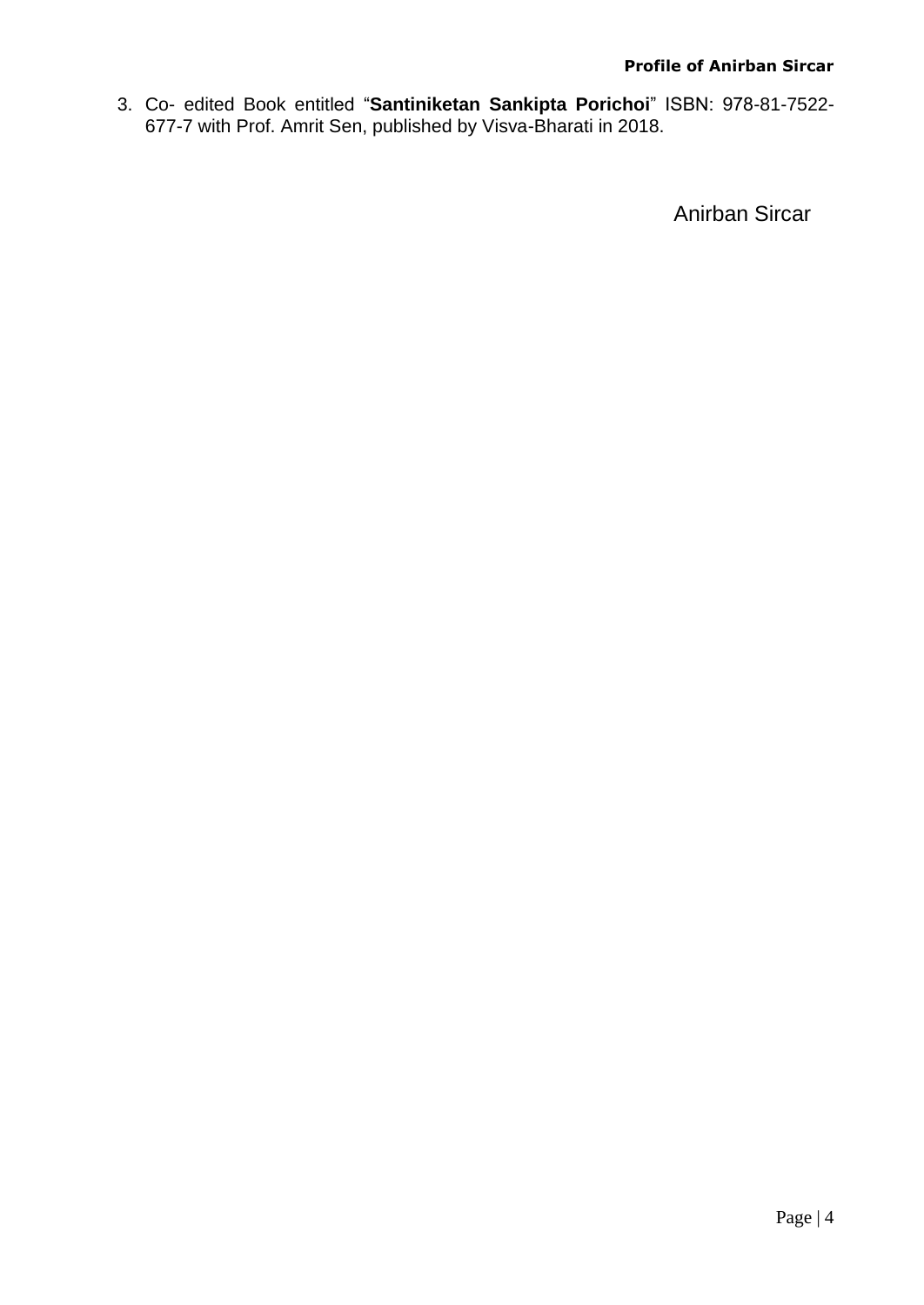3. Co- edited Book entitled "**Santiniketan Sankipta Porichoi**" ISBN: 978-81-7522-677-7 with Prof. Amrit Sen, published by Visva-Bharati in 2018.

Anirban Sircar